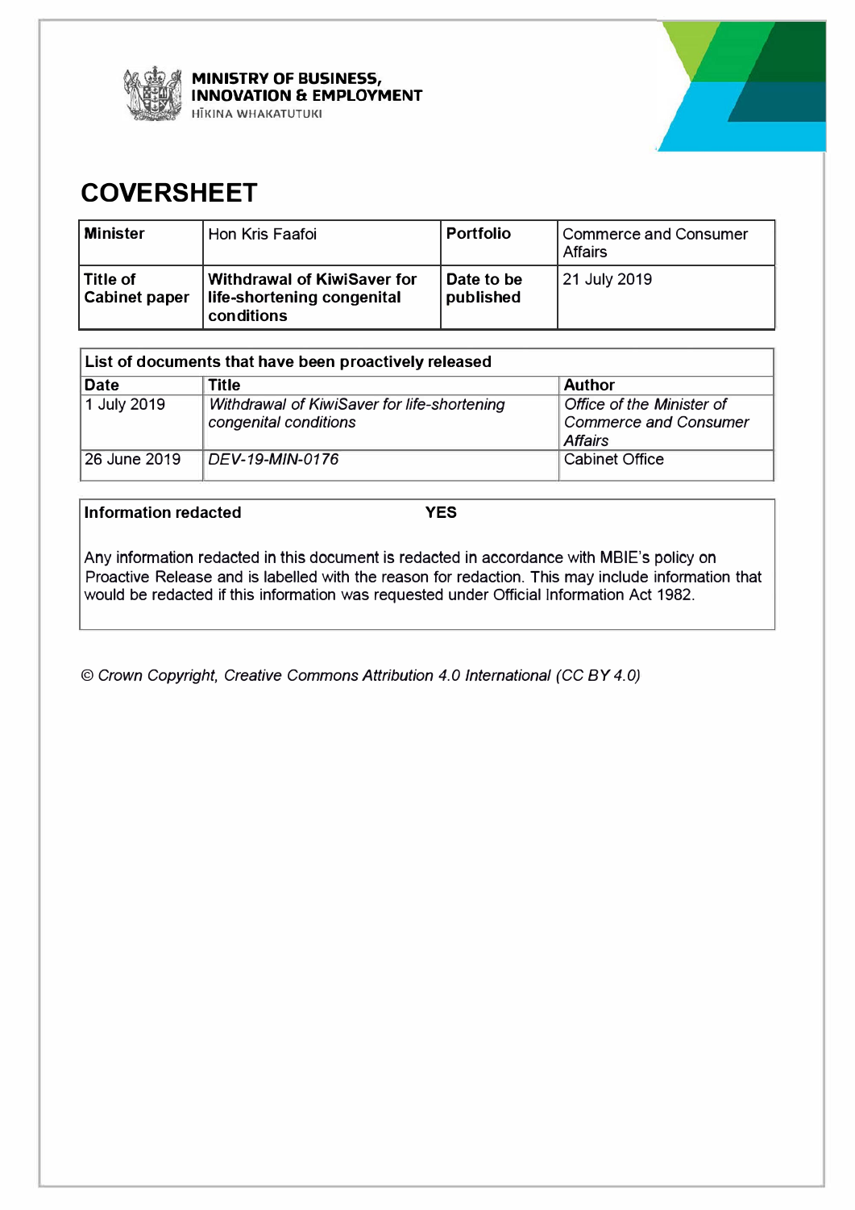**MINISTRY OF BUSINESS, INNOVATION & EMPLOYMENT**
HĪKINA WHAKATUTUKI

# COVERSHEET

| **Minister** | Hon Kris Faafoi | **Portfolio** | Commerce and Consumer Affairs |
|---|---|---|---|
| **Title of Cabinet paper** | **Withdrawal of KiwiSaver for life-shortening congenital conditions** | **Date to be published** | 21 July 2019 |

| **List of documents that have been proactively released** | | |
|---|---|---|
| **Date** | **Title** | **Author** |
| 1 July 2019 | *Withdrawal of KiwiSaver for life-shortening congenital conditions* | *Office of the Minister of Commerce and Consumer Affairs* |
| 26 June 2019 | *DEV-19-MIN-0176* | Cabinet Office |

**Information redacted** **YES**

Any information redacted in this document is redacted in accordance with MBIE's policy on Proactive Release and is labelled with the reason for redaction. This may include information that would be redacted if this information was requested under Official Information Act 1982.

*© Crown Copyright, Creative Commons Attribution 4.0 International (CC BY 4.0)*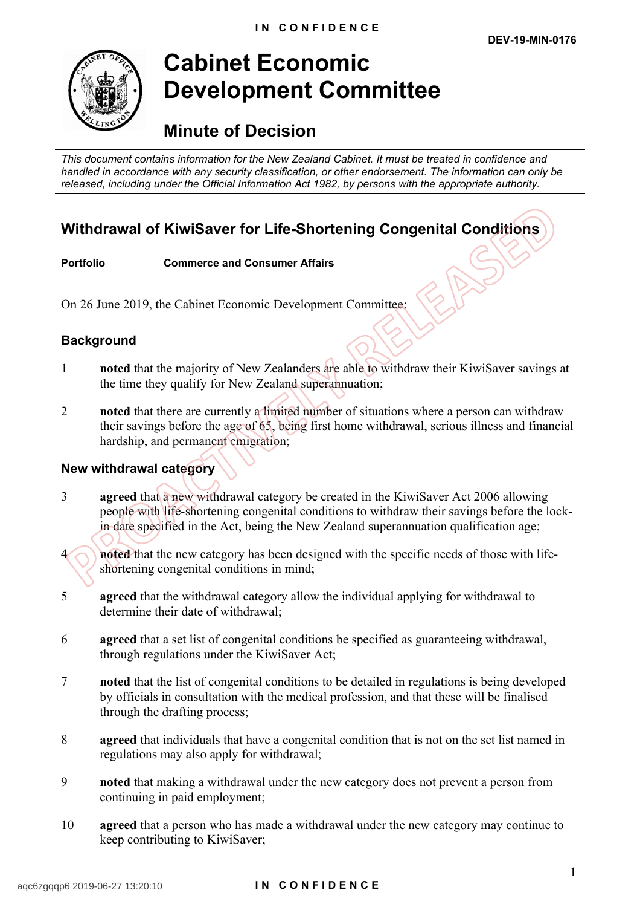DEV-19-MIN-0176

# Cabinet Economic Development Committee

## Minute of Decision

*This document contains information for the New Zealand Cabinet. It must be treated in confidence and handled in accordance with any security classification, or other endorsement. The information can only be released, including under the Official Information Act 1982, by persons with the appropriate authority.*

## Withdrawal of KiwiSaver for Life-Shortening Congenital Conditions

**Portfolio** **Commerce and Consumer Affairs**

On 26 June 2019, the Cabinet Economic Development Committee:

### Background

1 **noted** that the majority of New Zealanders are able to withdraw their KiwiSaver savings at the time they qualify for New Zealand superannuation;

2 **noted** that there are currently a limited number of situations where a person can withdraw their savings before the age of 65, being first home withdrawal, serious illness and financial hardship, and permanent emigration;

### New withdrawal category

3 **agreed** that a new withdrawal category be created in the KiwiSaver Act 2006 allowing people with life-shortening congenital conditions to withdraw their savings before the lock-in date specified in the Act, being the New Zealand superannuation qualification age;

4 **noted** that the new category has been designed with the specific needs of those with life-shortening congenital conditions in mind;

5 **agreed** that the withdrawal category allow the individual applying for withdrawal to determine their date of withdrawal;

6 **agreed** that a set list of congenital conditions be specified as guaranteeing withdrawal, through regulations under the KiwiSaver Act;

7 **noted** that the list of congenital conditions to be detailed in regulations is being developed by officials in consultation with the medical profession, and that these will be finalised through the drafting process;

8 **agreed** that individuals that have a congenital condition that is not on the set list named in regulations may also apply for withdrawal;

9 **noted** that making a withdrawal under the new category does not prevent a person from continuing in paid employment;

10 **agreed** that a person who has made a withdrawal under the new category may continue to keep contributing to KiwiSaver;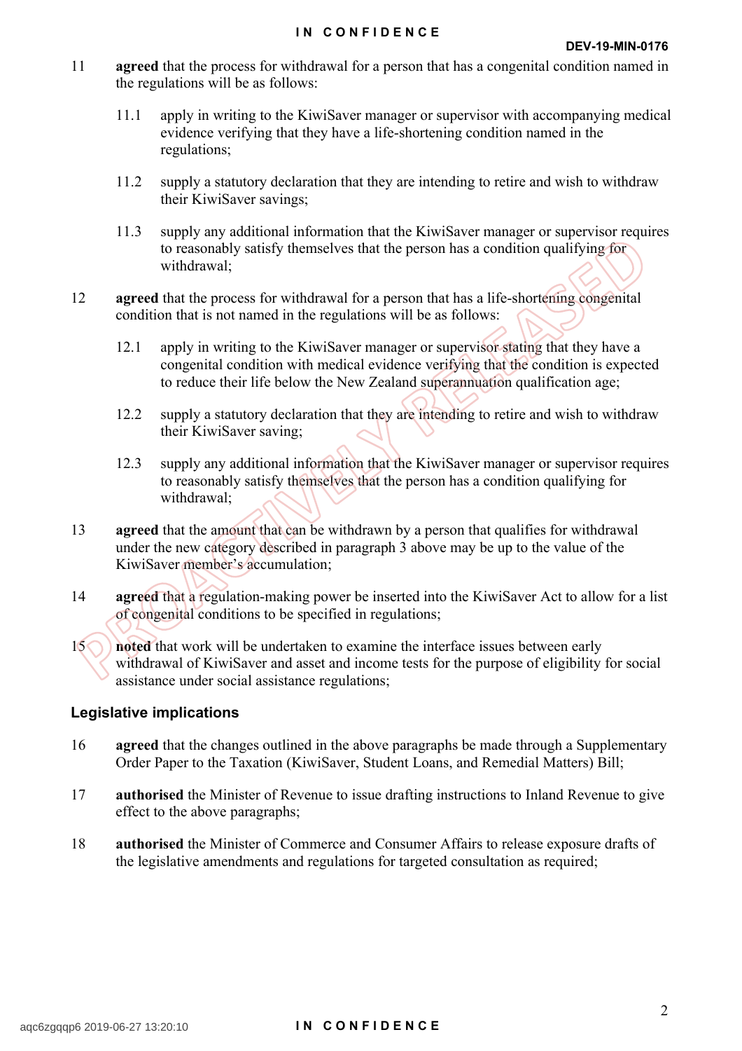11 **agreed** that the process for withdrawal for a person that has a congenital condition named in the regulations will be as follows:

   11.1 apply in writing to the KiwiSaver manager or supervisor with accompanying medical evidence verifying that they have a life-shortening condition named in the regulations;

   11.2 supply a statutory declaration that they are intending to retire and wish to withdraw their KiwiSaver savings;

   11.3 supply any additional information that the KiwiSaver manager or supervisor requires to reasonably satisfy themselves that the person has a condition qualifying for withdrawal;

12 **agreed** that the process for withdrawal for a person that has a life-shortening congenital condition that is not named in the regulations will be as follows:

   12.1 apply in writing to the KiwiSaver manager or supervisor stating that they have a congenital condition with medical evidence verifying that the condition is expected to reduce their life below the New Zealand superannuation qualification age;

   12.2 supply a statutory declaration that they are intending to retire and wish to withdraw their KiwiSaver saving;

   12.3 supply any additional information that the KiwiSaver manager or supervisor requires to reasonably satisfy themselves that the person has a condition qualifying for withdrawal;

13 **agreed** that the amount that can be withdrawn by a person that qualifies for withdrawal under the new category described in paragraph 3 above may be up to the value of the KiwiSaver member's accumulation;

14 **agreed** that a regulation-making power be inserted into the KiwiSaver Act to allow for a list of congenital conditions to be specified in regulations;

15 **noted** that work will be undertaken to examine the interface issues between early withdrawal of KiwiSaver and asset and income tests for the purpose of eligibility for social assistance under social assistance regulations;

## Legislative implications

16 **agreed** that the changes outlined in the above paragraphs be made through a Supplementary Order Paper to the Taxation (KiwiSaver, Student Loans, and Remedial Matters) Bill;

17 **authorised** the Minister of Revenue to issue drafting instructions to Inland Revenue to give effect to the above paragraphs;

18 **authorised** the Minister of Commerce and Consumer Affairs to release exposure drafts of the legislative amendments and regulations for targeted consultation as required;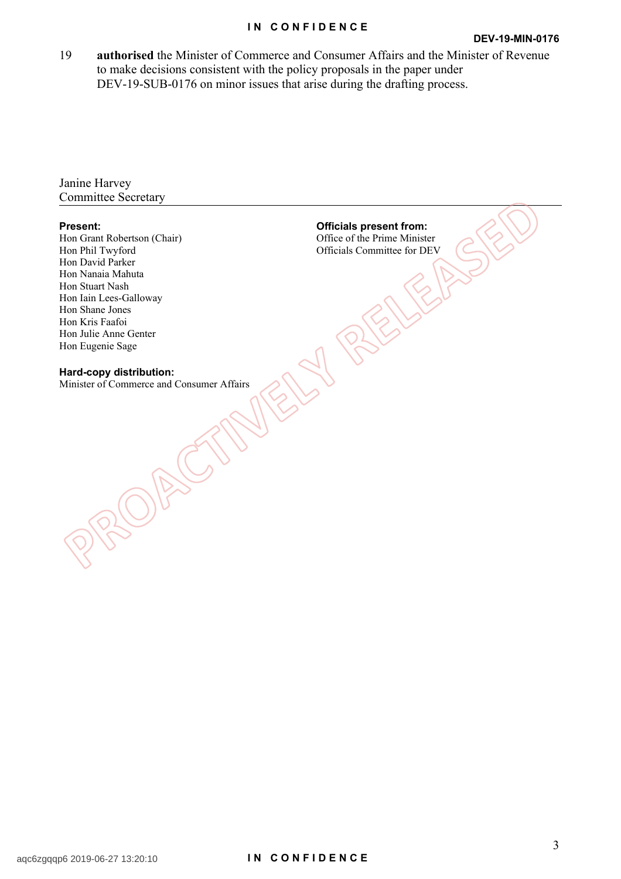19 **authorised** the Minister of Commerce and Consumer Affairs and the Minister of Revenue to make decisions consistent with the policy proposals in the paper under DEV-19-SUB-0176 on minor issues that arise during the drafting process.

Janine Harvey
Committee Secretary

**Present:**
Hon Grant Robertson (Chair)
Hon Phil Twyford
Hon David Parker
Hon Nanaia Mahuta
Hon Stuart Nash
Hon Iain Lees-Galloway
Hon Shane Jones
Hon Kris Faafoi
Hon Julie Anne Genter
Hon Eugenie Sage

**Officials present from:**
Office of the Prime Minister
Officials Committee for DEV

**Hard-copy distribution:**
Minister of Commerce and Consumer Affairs

PROACTIVELY RELEASED